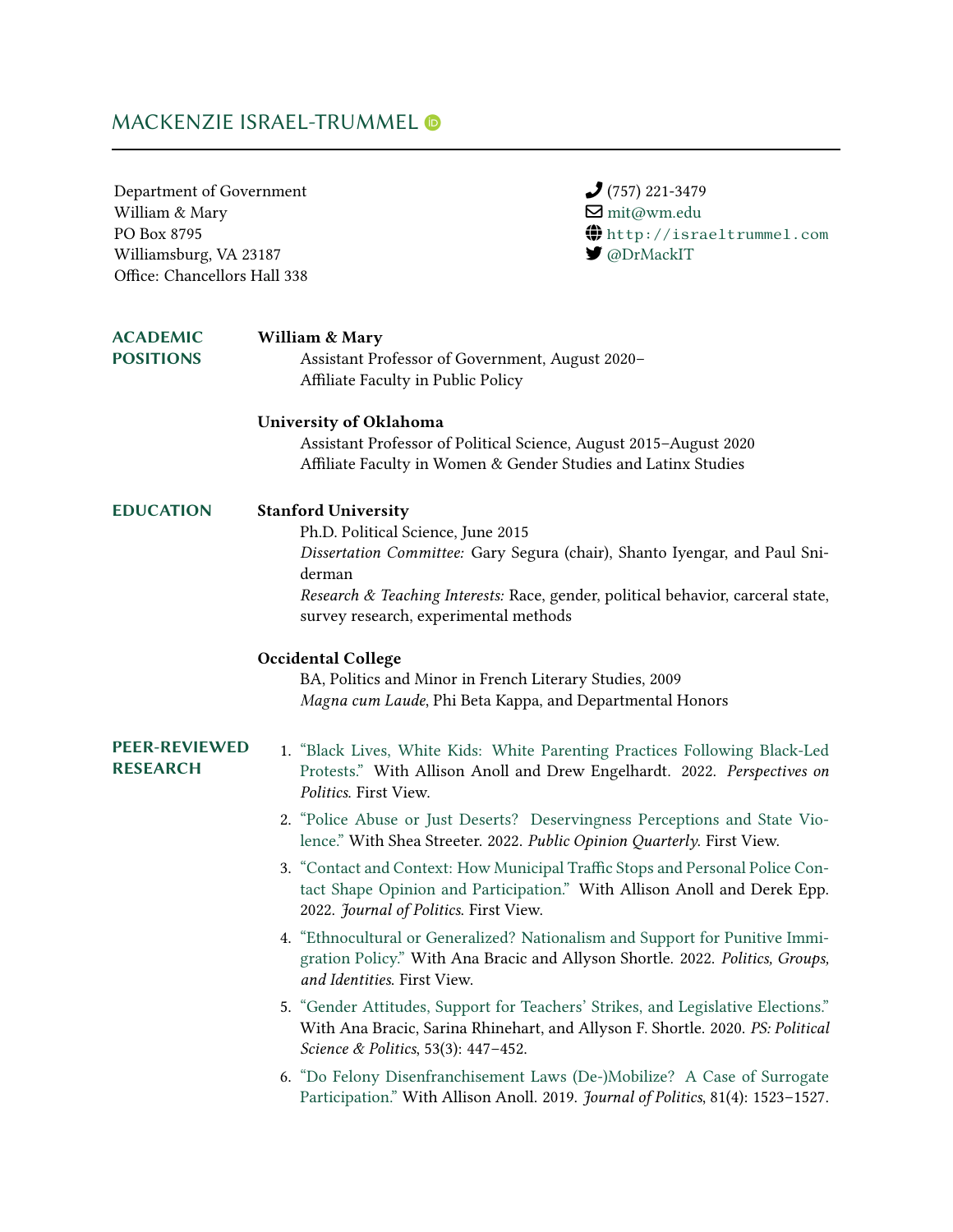# MACKENZIE ISRAEL-TRUMMEL

Department of Government
William & Mary
PO Box 8795
Williamsburg, VA 23187
Office: Chancellors Hall 338

(757) 221-3479
mit@wm.edu
http://israeltrummel.com
@DrMackIT

## ACADEMIC POSITIONS

**William & Mary**
Assistant Professor of Government, August 2020–
Affiliate Faculty in Public Policy

**University of Oklahoma**
Assistant Professor of Political Science, August 2015–August 2020
Affiliate Faculty in Women & Gender Studies and Latinx Studies

## EDUCATION

**Stanford University**
Ph.D. Political Science, June 2015
*Dissertation Committee:* Gary Segura (chair), Shanto Iyengar, and Paul Sniderman
*Research & Teaching Interests:* Race, gender, political behavior, carceral state, survey research, experimental methods

**Occidental College**
BA, Politics and Minor in French Literary Studies, 2009
*Magna cum Laude*, Phi Beta Kappa, and Departmental Honors

## PEER-REVIEWED RESEARCH

1. "Black Lives, White Kids: White Parenting Practices Following Black-Led Protests." With Allison Anoll and Drew Engelhardt. 2022. *Perspectives on Politics*. First View.
2. "Police Abuse or Just Deserts? Deservingness Perceptions and State Violence." With Shea Streeter. 2022. *Public Opinion Quarterly*. First View.
3. "Contact and Context: How Municipal Traffic Stops and Personal Police Contact Shape Opinion and Participation." With Allison Anoll and Derek Epp. 2022. *Journal of Politics*. First View.
4. "Ethnocultural or Generalized? Nationalism and Support for Punitive Immigration Policy." With Ana Bracic and Allyson Shortle. 2022. *Politics, Groups, and Identities*. First View.
5. "Gender Attitudes, Support for Teachers' Strikes, and Legislative Elections." With Ana Bracic, Sarina Rhinehart, and Allyson F. Shortle. 2020. *PS: Political Science & Politics*, 53(3): 447–452.
6. "Do Felony Disenfranchisement Laws (De-)Mobilize? A Case of Surrogate Participation." With Allison Anoll. 2019. *Journal of Politics*, 81(4): 1523–1527.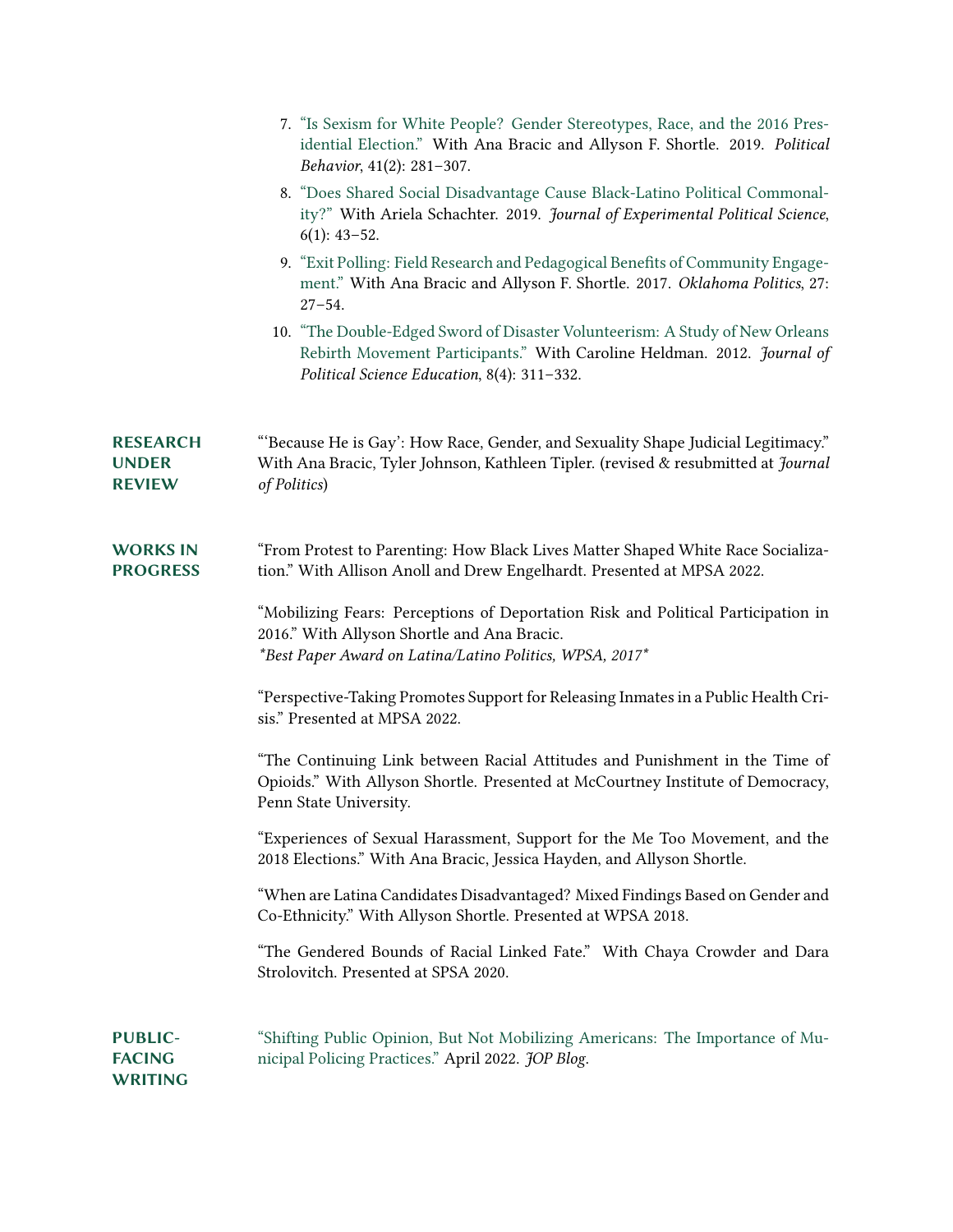7. "Is Sexism for White People? Gender Stereotypes, Race, and the 2016 Presidential Election." With Ana Bracic and Allyson F. Shortle. 2019. *Political Behavior*, 41(2): 281–307.
8. "Does Shared Social Disadvantage Cause Black-Latino Political Commonality?" With Ariela Schachter. 2019. *Journal of Experimental Political Science*, 6(1): 43–52.
9. "Exit Polling: Field Research and Pedagogical Benefits of Community Engagement." With Ana Bracic and Allyson F. Shortle. 2017. *Oklahoma Politics*, 27: 27–54.
10. "The Double-Edged Sword of Disaster Volunteerism: A Study of New Orleans Rebirth Movement Participants." With Caroline Heldman. 2012. *Journal of Political Science Education*, 8(4): 311–332.

## RESEARCH UNDER REVIEW

"'Because He is Gay': How Race, Gender, and Sexuality Shape Judicial Legitimacy." With Ana Bracic, Tyler Johnson, Kathleen Tipler. (revised & resubmitted at *Journal of Politics*)

## WORKS IN PROGRESS

"From Protest to Parenting: How Black Lives Matter Shaped White Race Socialization." With Allison Anoll and Drew Engelhardt. Presented at MPSA 2022.

"Mobilizing Fears: Perceptions of Deportation Risk and Political Participation in 2016." With Allyson Shortle and Ana Bracic.
**Best Paper Award on Latina/Latino Politics, WPSA, 2017**

"Perspective-Taking Promotes Support for Releasing Inmates in a Public Health Crisis." Presented at MPSA 2022.

"The Continuing Link between Racial Attitudes and Punishment in the Time of Opioids." With Allyson Shortle. Presented at McCourtney Institute of Democracy, Penn State University.

"Experiences of Sexual Harassment, Support for the Me Too Movement, and the 2018 Elections." With Ana Bracic, Jessica Hayden, and Allyson Shortle.

"When are Latina Candidates Disadvantaged? Mixed Findings Based on Gender and Co-Ethnicity." With Allyson Shortle. Presented at WPSA 2018.

"The Gendered Bounds of Racial Linked Fate." With Chaya Crowder and Dara Strolovitch. Presented at SPSA 2020.

## PUBLIC-FACING WRITING

"Shifting Public Opinion, But Not Mobilizing Americans: The Importance of Municipal Policing Practices." April 2022. *JOP Blog*.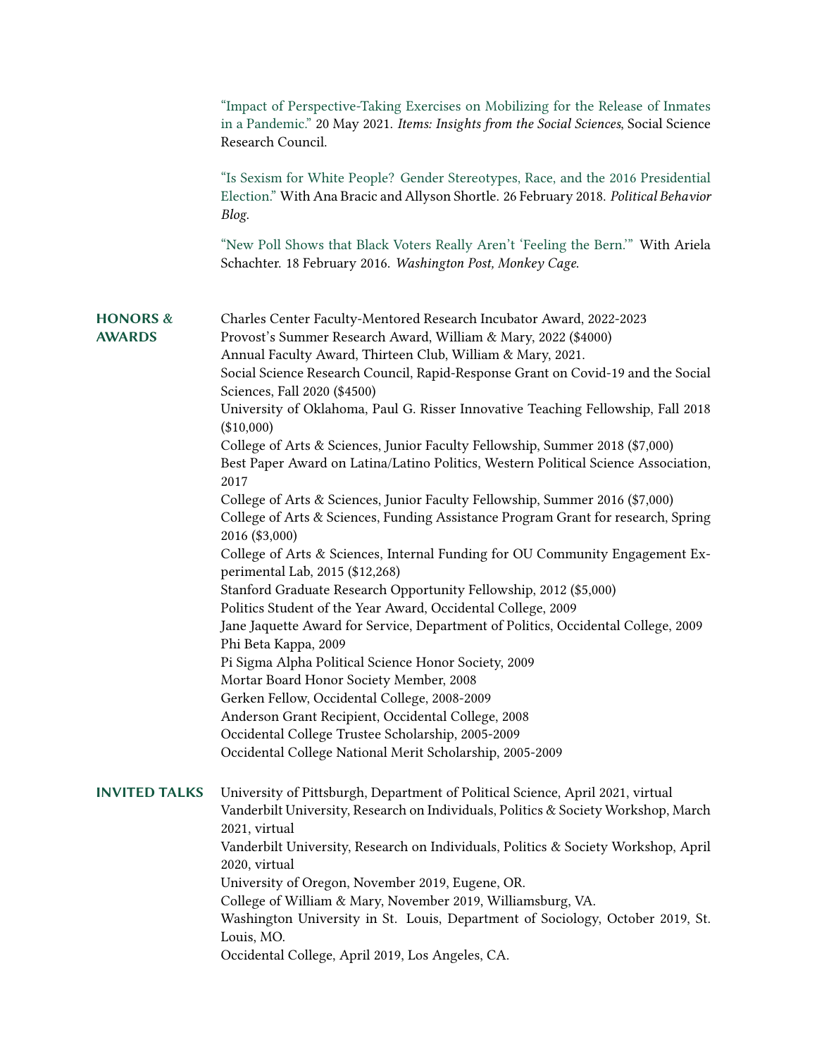"Impact of Perspective-Taking Exercises on Mobilizing for the Release of Inmates in a Pandemic." 20 May 2021. *Items: Insights from the Social Sciences*, Social Science Research Council.

"Is Sexism for White People? Gender Stereotypes, Race, and the 2016 Presidential Election." With Ana Bracic and Allyson Shortle. 26 February 2018. *Political Behavior Blog*.

"New Poll Shows that Black Voters Really Aren't 'Feeling the Bern.'" With Ariela Schachter. 18 February 2016. *Washington Post, Monkey Cage*.

## HONORS & AWARDS

Charles Center Faculty-Mentored Research Incubator Award, 2022-2023
Provost's Summer Research Award, William & Mary, 2022 ($4000)
Annual Faculty Award, Thirteen Club, William & Mary, 2021.
Social Science Research Council, Rapid-Response Grant on Covid-19 and the Social Sciences, Fall 2020 ($4500)
University of Oklahoma, Paul G. Risser Innovative Teaching Fellowship, Fall 2018 ($10,000)
College of Arts & Sciences, Junior Faculty Fellowship, Summer 2018 ($7,000)
Best Paper Award on Latina/Latino Politics, Western Political Science Association, 2017
College of Arts & Sciences, Junior Faculty Fellowship, Summer 2016 ($7,000)
College of Arts & Sciences, Funding Assistance Program Grant for research, Spring 2016 ($3,000)
College of Arts & Sciences, Internal Funding for OU Community Engagement Experimental Lab, 2015 ($12,268)
Stanford Graduate Research Opportunity Fellowship, 2012 ($5,000)
Politics Student of the Year Award, Occidental College, 2009
Jane Jaquette Award for Service, Department of Politics, Occidental College, 2009
Phi Beta Kappa, 2009
Pi Sigma Alpha Political Science Honor Society, 2009
Mortar Board Honor Society Member, 2008
Gerken Fellow, Occidental College, 2008-2009
Anderson Grant Recipient, Occidental College, 2008
Occidental College Trustee Scholarship, 2005-2009
Occidental College National Merit Scholarship, 2005-2009

## INVITED TALKS

University of Pittsburgh, Department of Political Science, April 2021, virtual
Vanderbilt University, Research on Individuals, Politics & Society Workshop, March 2021, virtual
Vanderbilt University, Research on Individuals, Politics & Society Workshop, April 2020, virtual
University of Oregon, November 2019, Eugene, OR.
College of William & Mary, November 2019, Williamsburg, VA.
Washington University in St. Louis, Department of Sociology, October 2019, St. Louis, MO.
Occidental College, April 2019, Los Angeles, CA.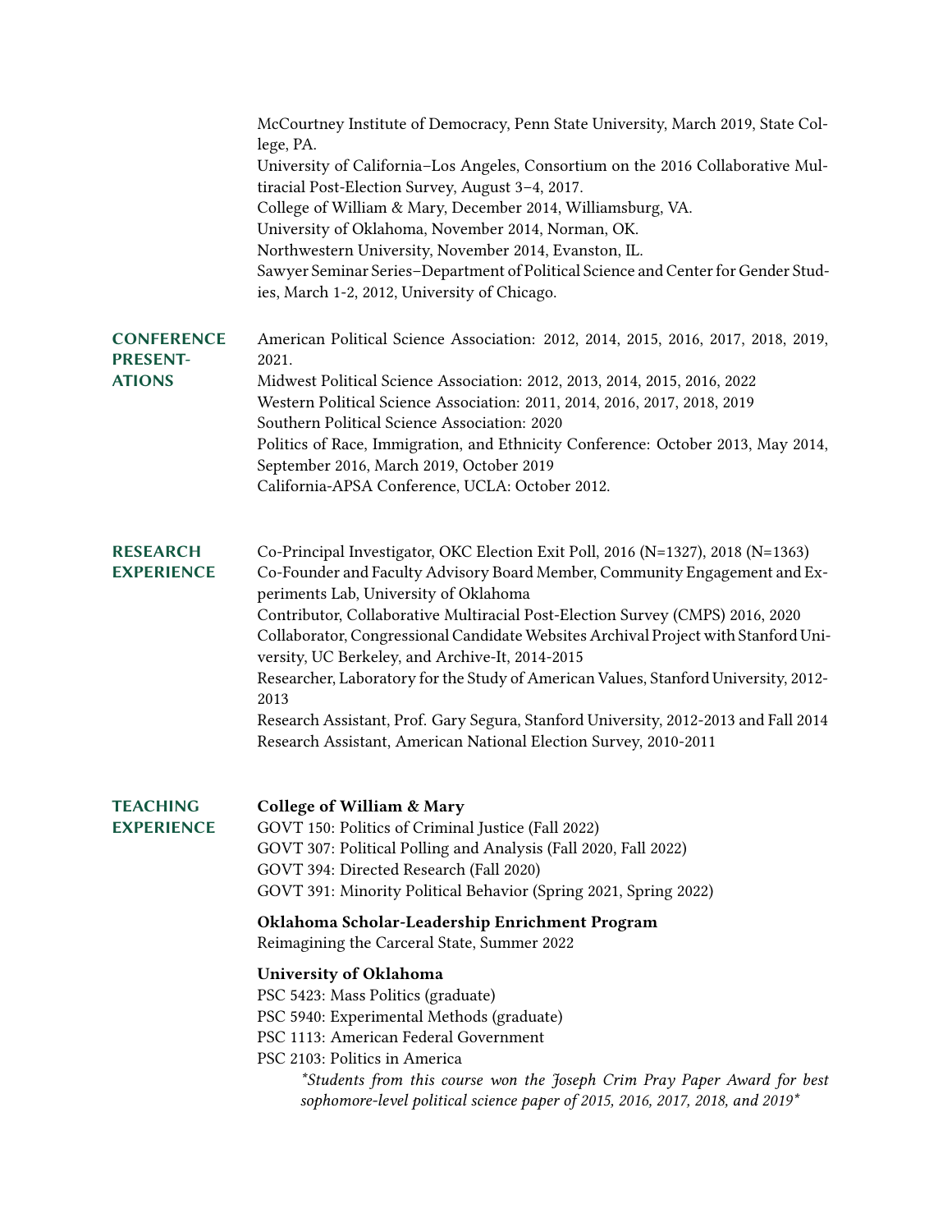McCourtney Institute of Democracy, Penn State University, March 2019, State College, PA.
University of California–Los Angeles, Consortium on the 2016 Collaborative Multiracial Post-Election Survey, August 3–4, 2017.
College of William & Mary, December 2014, Williamsburg, VA.
University of Oklahoma, November 2014, Norman, OK.
Northwestern University, November 2014, Evanston, IL.
Sawyer Seminar Series–Department of Political Science and Center for Gender Studies, March 1-2, 2012, University of Chicago.

## CONFERENCE PRESENTATIONS

American Political Science Association: 2012, 2014, 2015, 2016, 2017, 2018, 2019, 2021.
Midwest Political Science Association: 2012, 2013, 2014, 2015, 2016, 2022
Western Political Science Association: 2011, 2014, 2016, 2017, 2018, 2019
Southern Political Science Association: 2020
Politics of Race, Immigration, and Ethnicity Conference: October 2013, May 2014, September 2016, March 2019, October 2019
California-APSA Conference, UCLA: October 2012.

## RESEARCH EXPERIENCE

Co-Principal Investigator, OKC Election Exit Poll, 2016 (N=1327), 2018 (N=1363)
Co-Founder and Faculty Advisory Board Member, Community Engagement and Experiments Lab, University of Oklahoma
Contributor, Collaborative Multiracial Post-Election Survey (CMPS) 2016, 2020
Collaborator, Congressional Candidate Websites Archival Project with Stanford University, UC Berkeley, and Archive-It, 2014-2015
Researcher, Laboratory for the Study of American Values, Stanford University, 2012-2013
Research Assistant, Prof. Gary Segura, Stanford University, 2012-2013 and Fall 2014
Research Assistant, American National Election Survey, 2010-2011

## TEACHING EXPERIENCE

**College of William & Mary**
GOVT 150: Politics of Criminal Justice (Fall 2022)
GOVT 307: Political Polling and Analysis (Fall 2020, Fall 2022)
GOVT 394: Directed Research (Fall 2020)
GOVT 391: Minority Political Behavior (Spring 2021, Spring 2022)

**Oklahoma Scholar-Leadership Enrichment Program**
Reimagining the Carceral State, Summer 2022

**University of Oklahoma**
PSC 5423: Mass Politics (graduate)
PSC 5940: Experimental Methods (graduate)
PSC 1113: American Federal Government
PSC 2103: Politics in America

> *\*Students from this course won the Joseph Crim Pray Paper Award for best sophomore-level political science paper of 2015, 2016, 2017, 2018, and 2019\**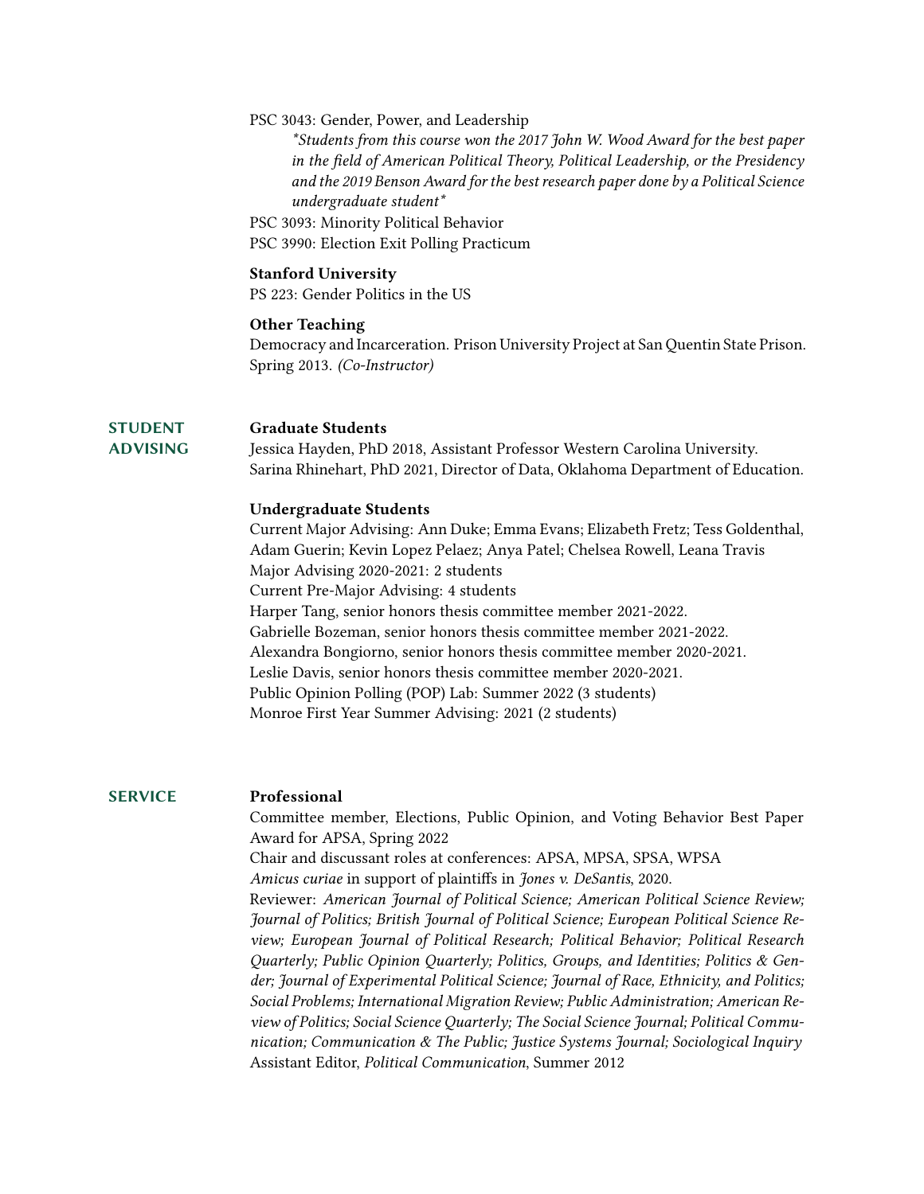PSC 3043: Gender, Power, and Leadership

*\*Students from this course won the 2017 John W. Wood Award for the best paper in the field of American Political Theory, Political Leadership, or the Presidency and the 2019 Benson Award for the best research paper done by a Political Science undergraduate student\**

PSC 3093: Minority Political Behavior
PSC 3990: Election Exit Polling Practicum

**Stanford University**

PS 223: Gender Politics in the US

**Other Teaching**

Democracy and Incarceration. Prison University Project at San Quentin State Prison. Spring 2013. *(Co-Instructor)*

## STUDENT ADVISING

**Graduate Students**

Jessica Hayden, PhD 2018, Assistant Professor Western Carolina University.
Sarina Rhinehart, PhD 2021, Director of Data, Oklahoma Department of Education.

**Undergraduate Students**

Current Major Advising: Ann Duke; Emma Evans; Elizabeth Fretz; Tess Goldenthal, Adam Guerin; Kevin Lopez Pelaez; Anya Patel; Chelsea Rowell, Leana Travis
Major Advising 2020-2021: 2 students
Current Pre-Major Advising: 4 students
Harper Tang, senior honors thesis committee member 2021-2022.
Gabrielle Bozeman, senior honors thesis committee member 2021-2022.
Alexandra Bongiorno, senior honors thesis committee member 2020-2021.
Leslie Davis, senior honors thesis committee member 2020-2021.
Public Opinion Polling (POP) Lab: Summer 2022 (3 students)
Monroe First Year Summer Advising: 2021 (2 students)

## SERVICE

**Professional**

Committee member, Elections, Public Opinion, and Voting Behavior Best Paper Award for APSA, Spring 2022
Chair and discussant roles at conferences: APSA, MPSA, SPSA, WPSA
*Amicus curiae* in support of plaintiffs in *Jones v. DeSantis*, 2020.
Reviewer: *American Journal of Political Science; American Political Science Review; Journal of Politics; British Journal of Political Science; European Political Science Review; European Journal of Political Research; Political Behavior; Political Research Quarterly; Public Opinion Quarterly; Politics, Groups, and Identities; Politics & Gender; Journal of Experimental Political Science; Journal of Race, Ethnicity, and Politics; Social Problems; International Migration Review; Public Administration; American Review of Politics; Social Science Quarterly; The Social Science Journal; Political Communication; Communication & The Public; Justice Systems Journal; Sociological Inquiry*
Assistant Editor, *Political Communication*, Summer 2012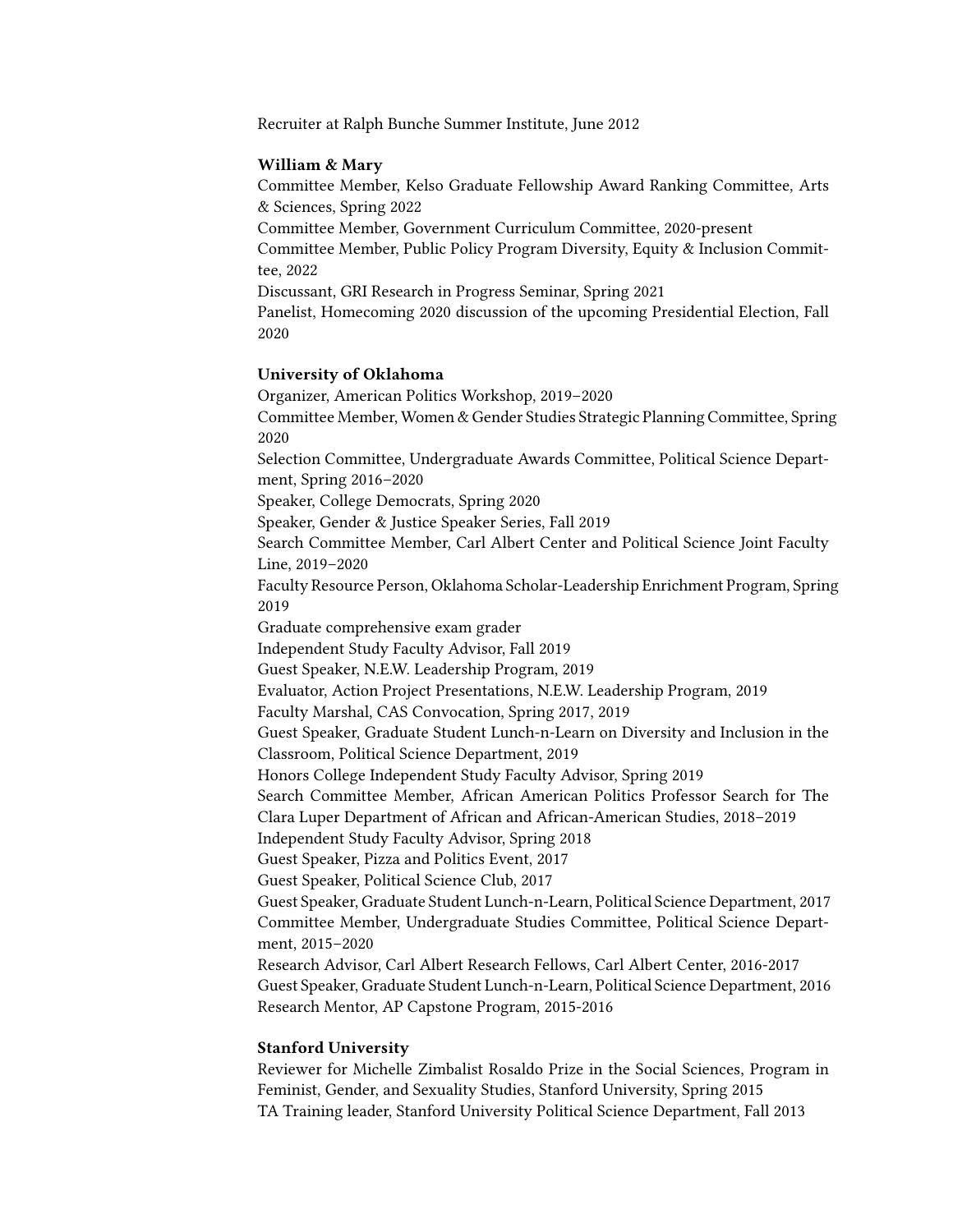Recruiter at Ralph Bunche Summer Institute, June 2012

**William & Mary**

Committee Member, Kelso Graduate Fellowship Award Ranking Committee, Arts & Sciences, Spring 2022
Committee Member, Government Curriculum Committee, 2020-present
Committee Member, Public Policy Program Diversity, Equity & Inclusion Committee, 2022
Discussant, GRI Research in Progress Seminar, Spring 2021
Panelist, Homecoming 2020 discussion of the upcoming Presidential Election, Fall 2020

**University of Oklahoma**

Organizer, American Politics Workshop, 2019–2020
Committee Member, Women & Gender Studies Strategic Planning Committee, Spring 2020
Selection Committee, Undergraduate Awards Committee, Political Science Department, Spring 2016–2020
Speaker, College Democrats, Spring 2020
Speaker, Gender & Justice Speaker Series, Fall 2019
Search Committee Member, Carl Albert Center and Political Science Joint Faculty Line, 2019–2020
Faculty Resource Person, Oklahoma Scholar-Leadership Enrichment Program, Spring 2019
Graduate comprehensive exam grader
Independent Study Faculty Advisor, Fall 2019
Guest Speaker, N.E.W. Leadership Program, 2019
Evaluator, Action Project Presentations, N.E.W. Leadership Program, 2019
Faculty Marshal, CAS Convocation, Spring 2017, 2019
Guest Speaker, Graduate Student Lunch-n-Learn on Diversity and Inclusion in the Classroom, Political Science Department, 2019
Honors College Independent Study Faculty Advisor, Spring 2019
Search Committee Member, African American Politics Professor Search for The Clara Luper Department of African and African-American Studies, 2018–2019
Independent Study Faculty Advisor, Spring 2018
Guest Speaker, Pizza and Politics Event, 2017
Guest Speaker, Political Science Club, 2017
Guest Speaker, Graduate Student Lunch-n-Learn, Political Science Department, 2017
Committee Member, Undergraduate Studies Committee, Political Science Department, 2015–2020
Research Advisor, Carl Albert Research Fellows, Carl Albert Center, 2016-2017
Guest Speaker, Graduate Student Lunch-n-Learn, Political Science Department, 2016
Research Mentor, AP Capstone Program, 2015-2016

**Stanford University**

Reviewer for Michelle Zimbalist Rosaldo Prize in the Social Sciences, Program in Feminist, Gender, and Sexuality Studies, Stanford University, Spring 2015
TA Training leader, Stanford University Political Science Department, Fall 2013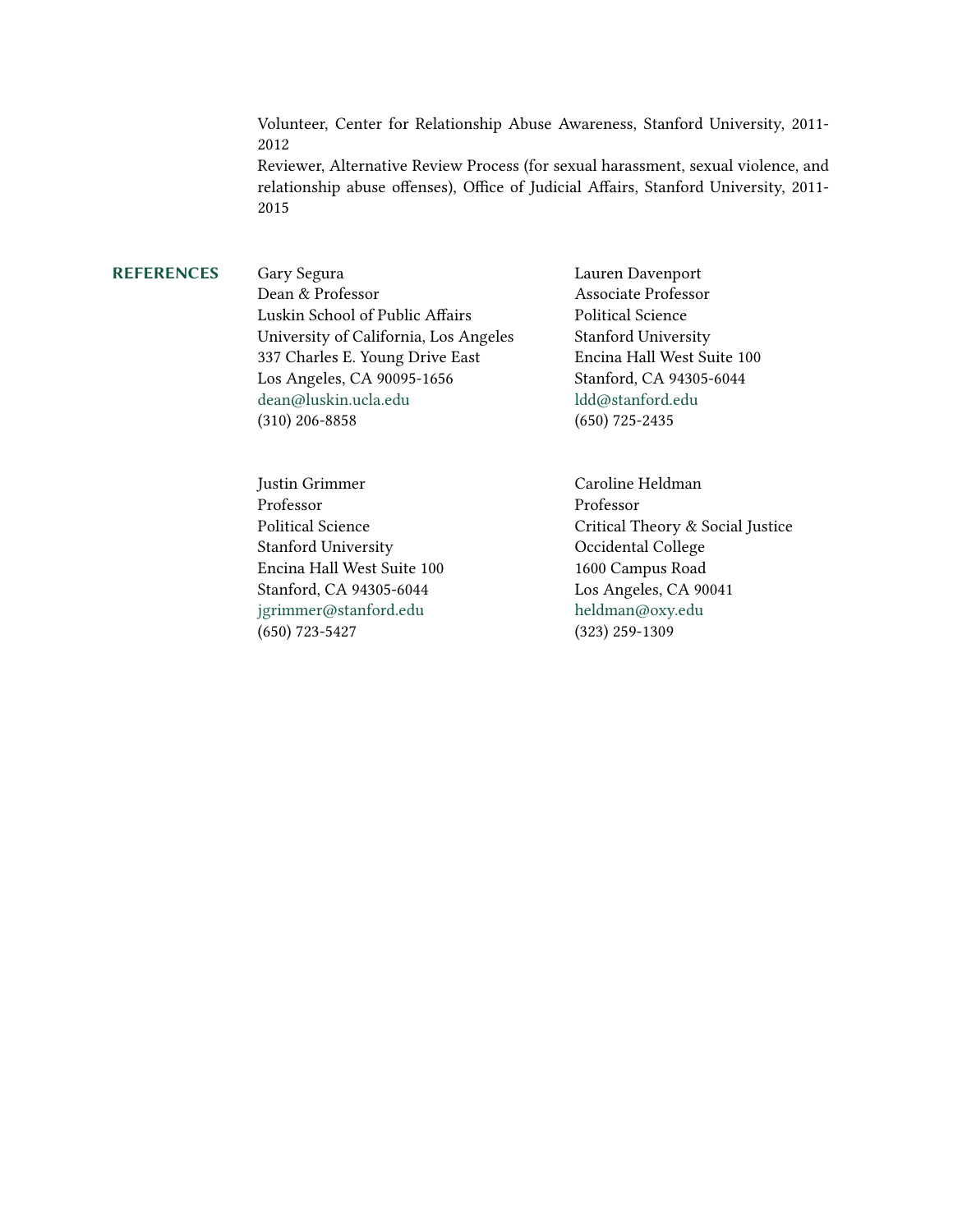Volunteer, Center for Relationship Abuse Awareness, Stanford University, 2011-2012

Reviewer, Alternative Review Process (for sexual harassment, sexual violence, and relationship abuse offenses), Office of Judicial Affairs, Stanford University, 2011-2015

## REFERENCES

Gary Segura
Dean & Professor
Luskin School of Public Affairs
University of California, Los Angeles
337 Charles E. Young Drive East
Los Angeles, CA 90095-1656
dean@luskin.ucla.edu
(310) 206-8858

Lauren Davenport
Associate Professor
Political Science
Stanford University
Encina Hall West Suite 100
Stanford, CA 94305-6044
ldd@stanford.edu
(650) 725-2435

Justin Grimmer
Professor
Political Science
Stanford University
Encina Hall West Suite 100
Stanford, CA 94305-6044
jgrimmer@stanford.edu
(650) 723-5427

Caroline Heldman
Professor
Critical Theory & Social Justice
Occidental College
1600 Campus Road
Los Angeles, CA 90041
heldman@oxy.edu
(323) 259-1309